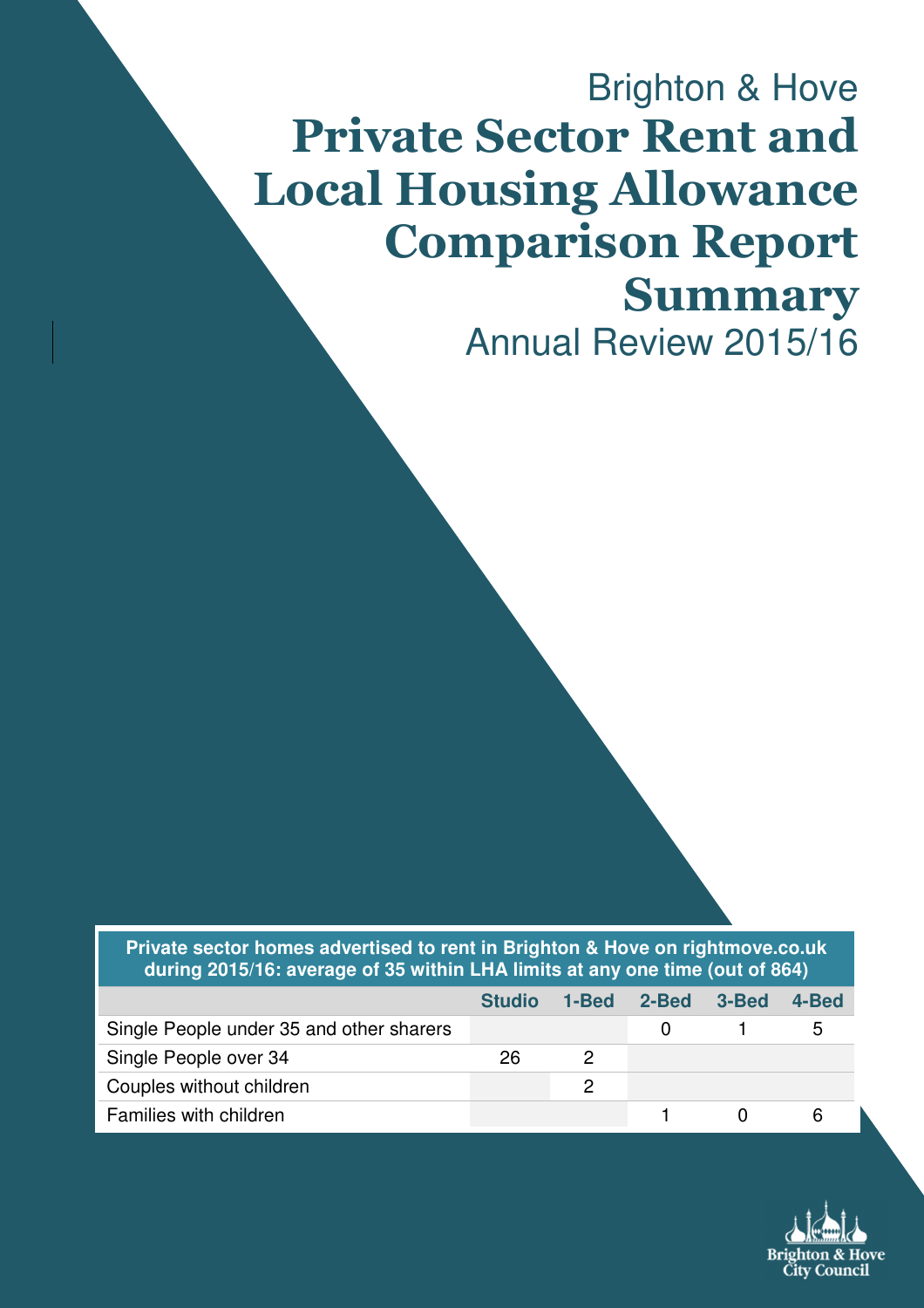Brighton & Hove

# Private Sector Rent and Local Housing Allowance Comparison Report Summary

Annual Review 2015/16

| Private sector homes advertised to rent in Brighton & Hove on rightmove.co.uk during 2015/16: average of 35 within LHA limits at any one time (out of 864) | | | | | |
|---|---|---|---|---|---|
| | **Studio** | **1-Bed** | **2-Bed** | **3-Bed** | **4-Bed** |
| Single People under 35 and other sharers | | | 0 | 1 | 5 |
| Single People over 34 | 26 | 2 | | | |
| Couples without children | | 2 | | | |
| Families with children | | | 1 | 0 | 6 |

Brighton & Hove City Council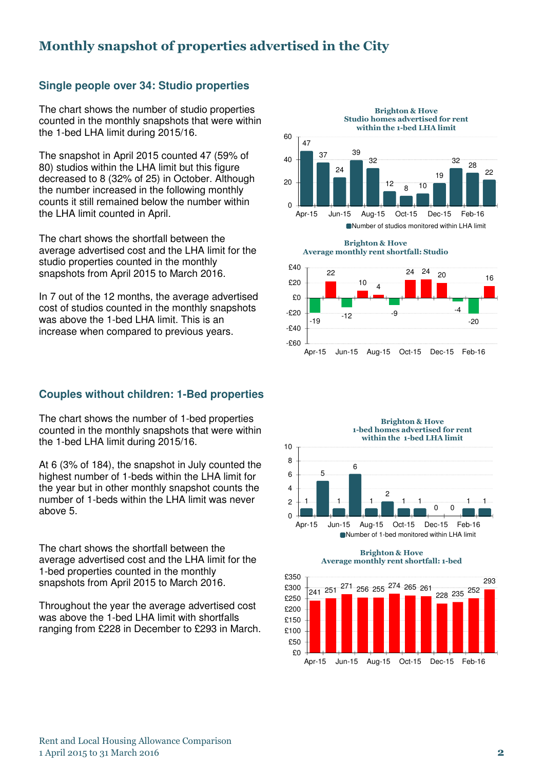# Monthly snapshot of properties advertised in the City

## Single people over 34: Studio properties

The chart shows the number of studio properties counted in the monthly snapshots that were within the 1-bed LHA limit during 2015/16.

The snapshot in April 2015 counted 47 (59% of 80) studios within the LHA limit but this figure decreased to 8 (32% of 25) in October. Although the number increased in the following monthly counts it still remained below the number within the LHA limit counted in April.

**Brighton & Hove**
**Studio homes advertised for rent within the 1-bed LHA limit**

| Month | Number of studios monitored within LHA limit |
|---|---|
| Apr-15 | 47 |
| May-15 | 37 |
| Jun-15 | 24 |
| Jul-15 | 39 |
| Aug-15 | 32 |
| Sep-15 | 12 |
| Oct-15 | 8 |
| Nov-15 | 10 |
| Dec-15 | 19 |
| Jan-16 | 32 |
| Feb-16 | 28 |
| Mar-16 | 22 |

The chart shows the shortfall between the average advertised cost and the LHA limit for the studio properties counted in the monthly snapshots from April 2015 to March 2016.

In 7 out of the 12 months, the average advertised cost of studios counted in the monthly snapshots was above the 1-bed LHA limit. This is an increase when compared to previous years.

**Brighton & Hove**
**Average monthly rent shortfall: Studio**

| Month | Shortfall (£) |
|---|---|
| Apr-15 | -19 |
| May-15 | 22 |
| Jun-15 | -12 |
| Jul-15 | 10 |
| Aug-15 | 4 |
| Sep-15 | -9 |
| Oct-15 | 24 |
| Nov-15 | 24 |
| Dec-15 | 20 |
| Jan-16 | -4 |
| Feb-16 | -20 |
| Mar-16 | 16 |

## Couples without children: 1-Bed properties

The chart shows the number of 1-bed properties counted in the monthly snapshots that were within the 1-bed LHA limit during 2015/16.

At 6 (3% of 184), the snapshot in July counted the highest number of 1-beds within the LHA limit for the year but in other monthly snapshot counts the number of 1-beds within the LHA limit was never above 5.

**Brighton & Hove**
**1-bed homes advertised for rent within the 1-bed LHA limit**

| Month | Number of 1-bed monitored within LHA limit |
|---|---|
| Apr-15 | 1 |
| May-15 | 5 |
| Jun-15 | 1 |
| Jul-15 | 6 |
| Aug-15 | 1 |
| Sep-15 | 2 |
| Oct-15 | 1 |
| Nov-15 | 1 |
| Dec-15 | 0 |
| Jan-16 | 0 |
| Feb-16 | 1 |
| Mar-16 | 1 |

The chart shows the shortfall between the average advertised cost and the LHA limit for the 1-bed properties counted in the monthly snapshots from April 2015 to March 2016.

Throughout the year the average advertised cost was above the 1-bed LHA limit with shortfalls ranging from £228 in December to £293 in March.

**Brighton & Hove**
**Average monthly rent shortfall: 1-bed**

| Month | Shortfall (£) |
|---|---|
| Apr-15 | 241 |
| May-15 | 251 |
| Jun-15 | 271 |
| Jul-15 | 256 |
| Aug-15 | 255 |
| Sep-15 | 274 |
| Oct-15 | 265 |
| Nov-15 | 261 |
| Dec-15 | 228 |
| Jan-16 | 235 |
| Feb-16 | 252 |
| Mar-16 | 293 |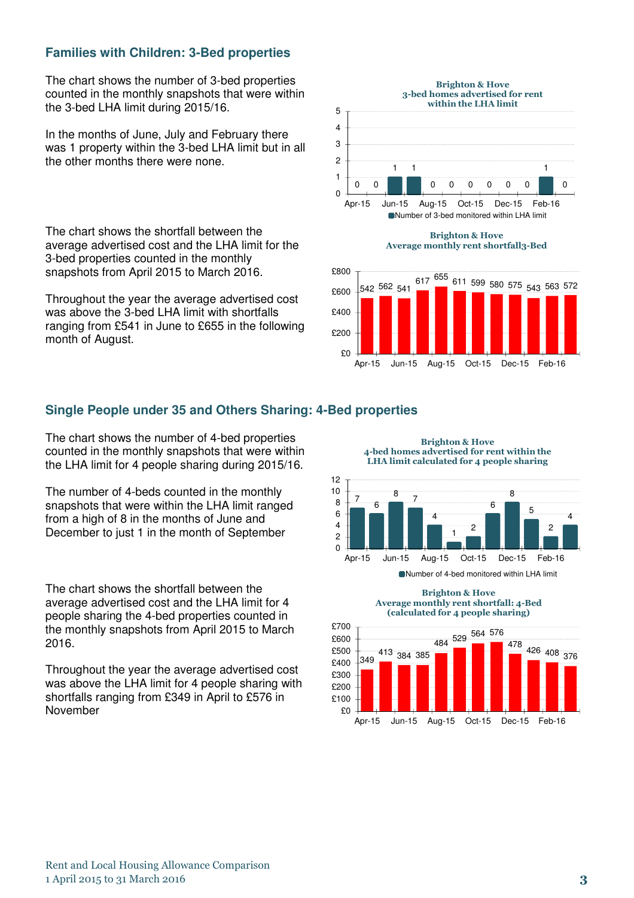## Families with Children: 3-Bed properties

The chart shows the number of 3-bed properties counted in the monthly snapshots that were within the 3-bed LHA limit during 2015/16.

In the months of June, July and February there was 1 property within the 3-bed LHA limit but in all the other months there were none.

**Brighton & Hove**
**3-bed homes advertised for rent within the LHA limit**

| Month | Number of 3-bed monitored within LHA limit |
|---|---|
| Apr-15 | 0 |
| May-15 | 0 |
| Jun-15 | 1 |
| Jul-15 | 1 |
| Aug-15 | 0 |
| Sep-15 | 0 |
| Oct-15 | 0 |
| Nov-15 | 0 |
| Dec-15 | 0 |
| Jan-16 | 0 |
| Feb-16 | 1 |
| Mar-16 | 0 |

The chart shows the shortfall between the average advertised cost and the LHA limit for the 3-bed properties counted in the monthly snapshots from April 2015 to March 2016.

Throughout the year the average advertised cost was above the 3-bed LHA limit with shortfalls ranging from £541 in June to £655 in the following month of August.

**Brighton & Hove**
**Average monthly rent shortfall3-Bed**

| Month | Shortfall (£) |
|---|---|
| Apr-15 | 542 |
| May-15 | 562 |
| Jun-15 | 541 |
| Jul-15 | 617 |
| Aug-15 | 655 |
| Sep-15 | 611 |
| Oct-15 | 599 |
| Nov-15 | 580 |
| Dec-15 | 575 |
| Jan-16 | 543 |
| Feb-16 | 563 |
| Mar-16 | 572 |

## Single People under 35 and Others Sharing: 4-Bed properties

The chart shows the number of 4-bed properties counted in the monthly snapshots that were within the LHA limit for 4 people sharing during 2015/16.

The number of 4-beds counted in the monthly snapshots that were within the LHA limit ranged from a high of 8 in the months of June and December to just 1 in the month of September

**Brighton & Hove**
**4-bed homes advertised for rent within the LHA limit calculated for 4 people sharing**

| Month | Number of 4-bed monitored within LHA limit |
|---|---|
| Apr-15 | 7 |
| May-15 | 6 |
| Jun-15 | 8 |
| Jul-15 | 7 |
| Aug-15 | 4 |
| Sep-15 | 1 |
| Oct-15 | 2 |
| Nov-15 | 6 |
| Dec-15 | 8 |
| Jan-16 | 5 |
| Feb-16 | 2 |
| Mar-16 | 4 |

The chart shows the shortfall between the average advertised cost and the LHA limit for 4 people sharing the 4-bed properties counted in the monthly snapshots from April 2015 to March 2016.

Throughout the year the average advertised cost was above the LHA limit for 4 people sharing with shortfalls ranging from £349 in April to £576 in November

**Brighton & Hove**
**Average monthly rent shortfall: 4-Bed (calculated for 4 people sharing)**

| Month | Shortfall (£) |
|---|---|
| Apr-15 | 349 |
| May-15 | 413 |
| Jun-15 | 384 |
| Jul-15 | 385 |
| Aug-15 | 484 |
| Sep-15 | 529 |
| Oct-15 | 564 |
| Nov-15 | 576 |
| Dec-15 | 478 |
| Jan-16 | 426 |
| Feb-16 | 408 |
| Mar-16 | 376 |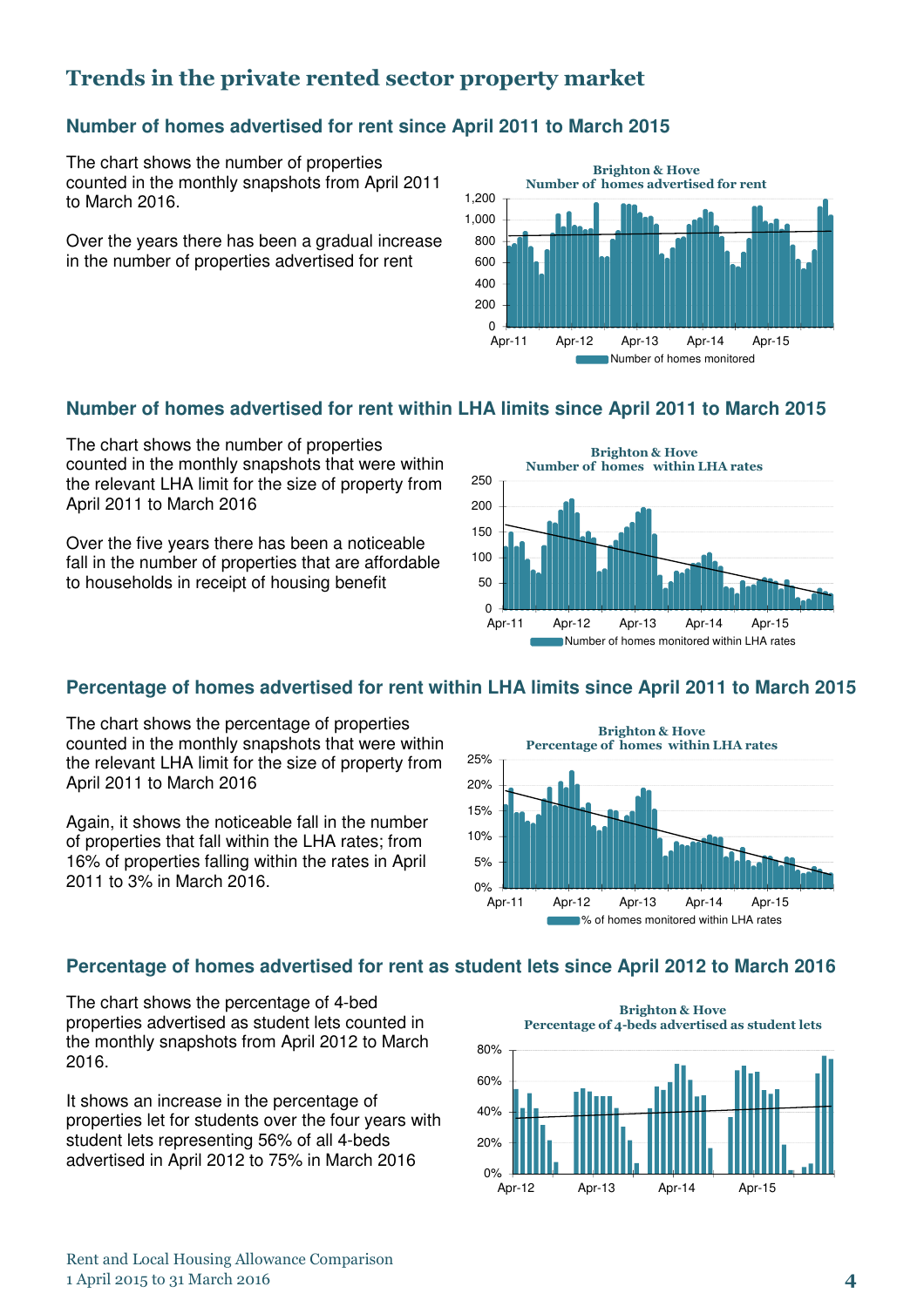## Trends in the private rented sector property market

### Number of homes advertised for rent since April 2011 to March 2015

The chart shows the number of properties counted in the monthly snapshots from April 2011 to March 2016.

Over the years there has been a gradual increase in the number of properties advertised for rent

### Number of homes advertised for rent within LHA limits since April 2011 to March 2015

The chart shows the number of properties counted in the monthly snapshots that were within the relevant LHA limit for the size of property from April 2011 to March 2016

Over the five years there has been a noticeable fall in the number of properties that are affordable to households in receipt of housing benefit

### Percentage of homes advertised for rent within LHA limits since April 2011 to March 2015

The chart shows the percentage of properties counted in the monthly snapshots that were within the relevant LHA limit for the size of property from April 2011 to March 2016

Again, it shows the noticeable fall in the number of properties that fall within the LHA rates; from 16% of properties falling within the rates in April 2011 to 3% in March 2016.

### Percentage of homes advertised for rent as student lets since April 2012 to March 2016

The chart shows the percentage of 4-bed properties advertised as student lets counted in the monthly snapshots from April 2012 to March 2016.

It shows an increase in the percentage of properties let for students over the four years with student lets representing 56% of all 4-beds advertised in April 2012 to 75% in March 2016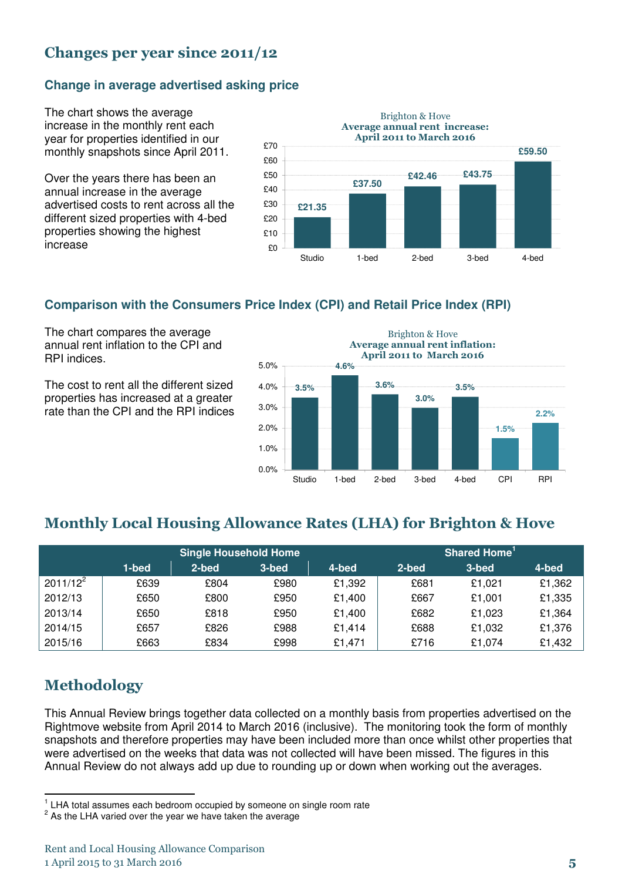## Changes per year since 2011/12

### Change in average advertised asking price

The chart shows the average increase in the monthly rent each year for properties identified in our monthly snapshots since April 2011.

Over the years there has been an annual increase in the average advertised costs to rent across all the different sized properties with 4-bed properties showing the highest increase

Brighton & Hove
**Average annual rent increase: April 2011 to March 2016**

| | Studio | 1-bed | 2-bed | 3-bed | 4-bed |
|---|---|---|---|---|---|
| Average annual rent increase | £21.35 | £37.50 | £42.46 | £43.75 | £59.50 |

### Comparison with the Consumers Price Index (CPI) and Retail Price Index (RPI)

The chart compares the average annual rent inflation to the CPI and RPI indices.

The cost to rent all the different sized properties has increased at a greater rate than the CPI and the RPI indices

Brighton & Hove
**Average annual rent inflation: April 2011 to March 2016**

| | Studio | 1-bed | 2-bed | 3-bed | 4-bed | CPI | RPI |
|---|---|---|---|---|---|---|---|
| Average annual rent inflation | 3.5% | 4.6% | 3.6% | 3.0% | 3.5% | 1.5% | 2.2% |

## Monthly Local Housing Allowance Rates (LHA) for Brighton & Hove

| | Single Household Home | | | | Shared Home[1] | | |
|---|---|---|---|---|---|---|---|
| | 1-bed | 2-bed | 3-bed | 4-bed | 2-bed | 3-bed | 4-bed |
| 2011/12[2] | £639 | £804 | £980 | £1,392 | £681 | £1,021 | £1,362 |
| 2012/13 | £650 | £800 | £950 | £1,400 | £667 | £1,001 | £1,335 |
| 2013/14 | £650 | £818 | £950 | £1,400 | £682 | £1,023 | £1,364 |
| 2014/15 | £657 | £826 | £988 | £1,414 | £688 | £1,032 | £1,376 |
| 2015/16 | £663 | £834 | £998 | £1,471 | £716 | £1,074 | £1,432 |

## Methodology

This Annual Review brings together data collected on a monthly basis from properties advertised on the Rightmove website from April 2014 to March 2016 (inclusive). The monitoring took the form of monthly snapshots and therefore properties may have been included more than once whilst other properties that were advertised on the weeks that data was not collected will have been missed. The figures in this Annual Review do not always add up due to rounding up or down when working out the averages.

[1] LHA total assumes each bedroom occupied by someone on single room rate
[2] As the LHA varied over the year we have taken the average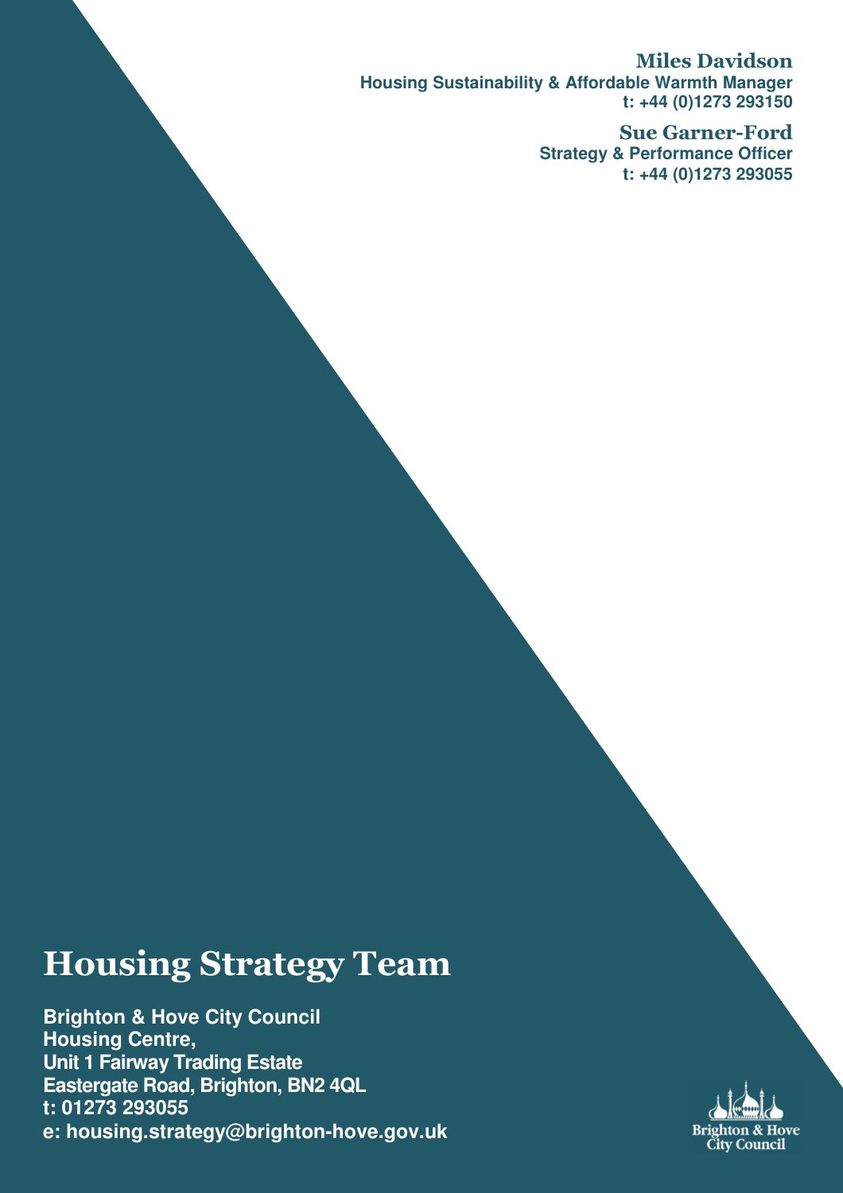**Miles Davidson**
**Housing Sustainability & Affordable Warmth Manager**
**t: +44 (0)1273 293150**

**Sue Garner-Ford**
**Strategy & Performance Officer**
**t: +44 (0)1273 293055**

# Housing Strategy Team

**Brighton & Hove City Council**
**Housing Centre,**
**Unit 1 Fairway Trading Estate**
**Eastergate Road, Brighton, BN2 4QL**
**t: 01273 293055**
**e: housing.strategy@brighton-hove.gov.uk**

Brighton & Hove City Council